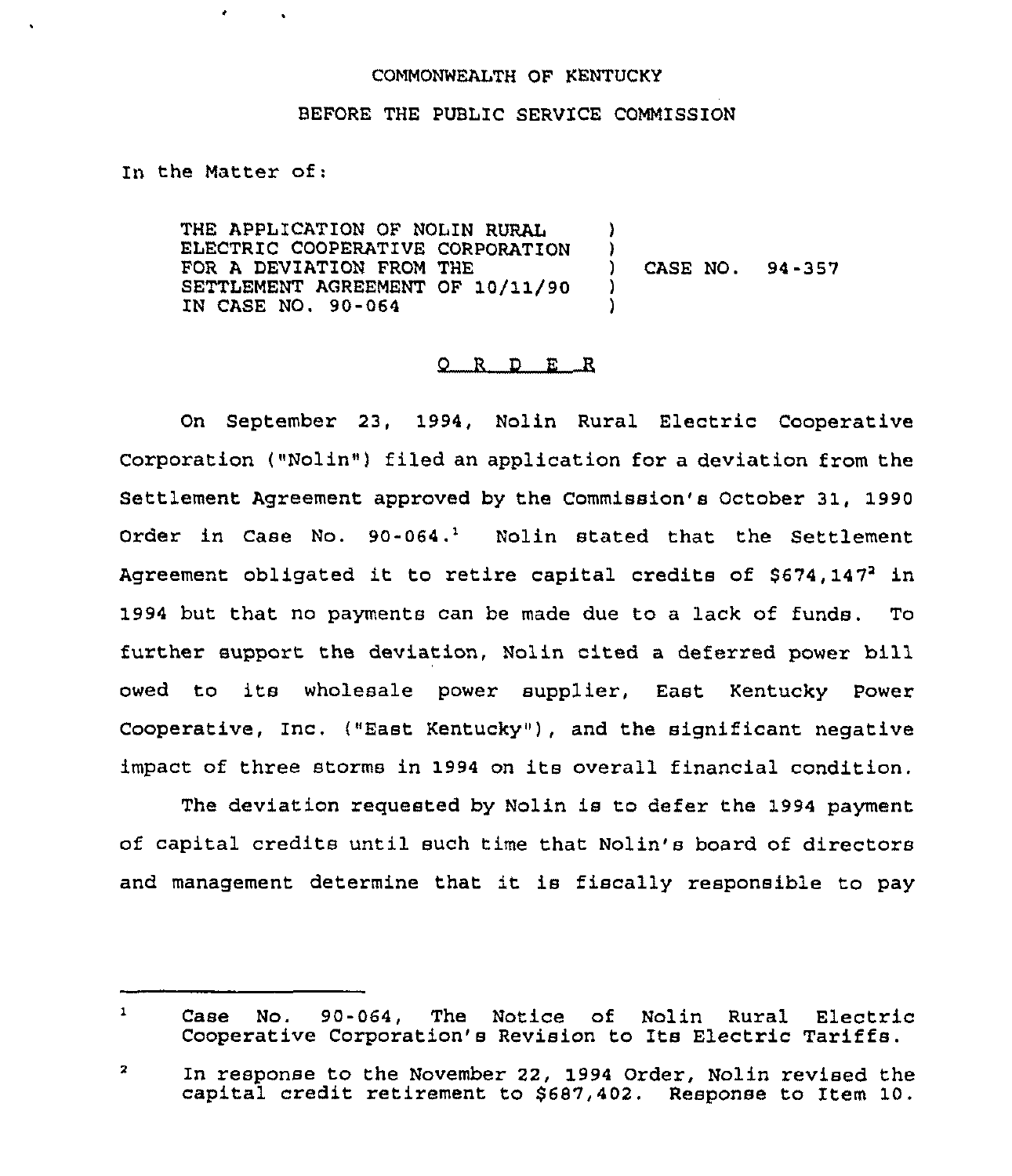COMMONWEALTH OF KENTUCKY

BEFORE THE PUBLIC SERVICE COMMISSION

In the Matter of:

THE APPLICATION OF NOLIN RURAL ELECTRIC COOPERATIVE CORPORATION FOR A DEVIATION FROM THE SETTLEMENT AGREEMENT OF 10/11/90 IN CASE NO. 90-064 ) CASE NO. 94-357

O R D E R

On September 23, 1994, Nolin Rural Electric Cooperative Corporation ("Nolin") filed an application for a deviation from the Settlement Agreement approved by the Commission's October 31, 1990 Order in Case No. 90-064.[1] Nolin stated that the Settlement Agreement obligated it to retire capital credits of $674,147[2] in 1994 but that no payments can be made due to a lack of funds. To further support the deviation, Nolin cited a deferred power bill owed to its wholesale power supplier, East Kentucky Power Cooperative, Inc. ("East Kentucky"), and the significant negative impact of three storms in 1994 on its overall financial condition.

The deviation requested by Nolin is to defer the 1994 payment of capital credits until such time that Nolin's board of directors and management determine that it is fiscally responsible to pay

---

[1] Case No. 90-064, The Notice of Nolin Rural Electric Cooperative Corporation's Revision to Its Electric Tariffs.

[2] In response to the November 22, 1994 Order, Nolin revised the capital credit retirement to $687,402. Response to Item 10.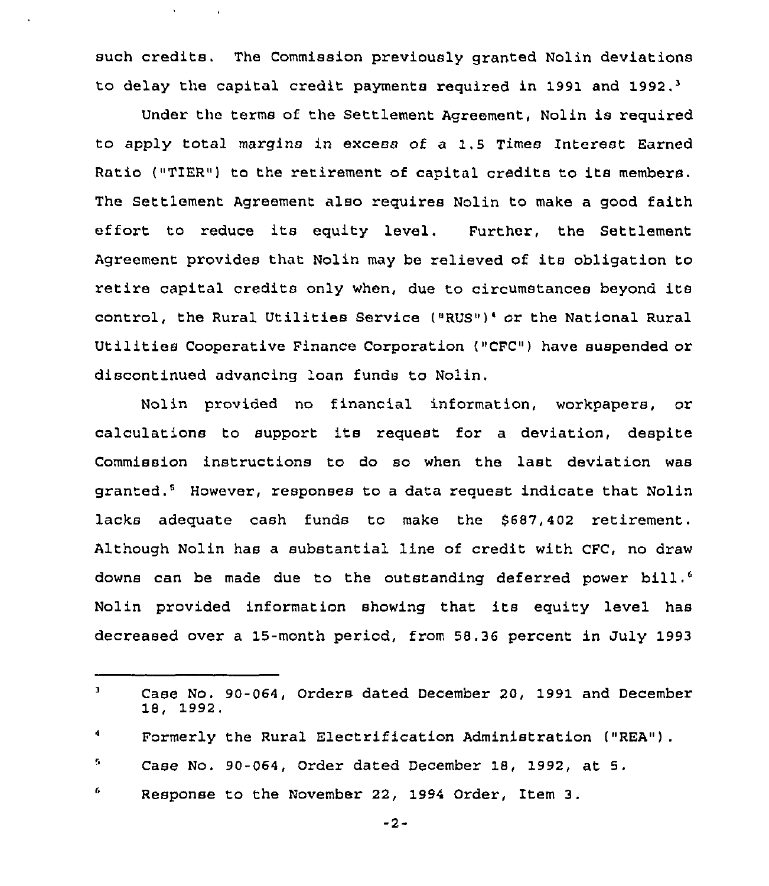such credits. The Commission previously granted Nolin deviations to delay the capital credit payments required in 1991 and 1992.[3]

Under the terms of the Settlement Agreement, Nolin is required to apply total margins in excess of a 1.5 Times Interest Earned Ratio ("TIER") to the retirement of capital credits to its members. The Settlement Agreement also requires Nolin to make a good faith effort to reduce its equity level. Further, the Settlement Agreement provides that Nolin may be relieved of its obligation to retire capital credits only when, due to circumstances beyond its control, the Rural Utilities Service ("RUS")[4] or the National Rural Utilities Cooperative Finance Corporation ("CFC") have suspended or discontinued advancing loan funds to Nolin.

Nolin provided no financial information, workpapers, or calculations to support its request for a deviation, despite Commission instructions to do so when the last deviation was granted.[5] However, responses to a data request indicate that Nolin lacks adequate cash funds to make the $687,402 retirement. Although Nolin has a substantial line of credit with CFC, no draw downs can be made due to the outstanding deferred power bill.[6] Nolin provided information showing that its equity level has decreased over a 15-month period, from 58.36 percent in July 1993

---

[3] Case No. 90-064, Orders dated December 20, 1991 and December 18, 1992.

[4] Formerly the Rural Electrification Administration ("REA").

[5] Case No. 90-064, Order dated December 18, 1992, at 5.

[6] Response to the November 22, 1994 Order, Item 3.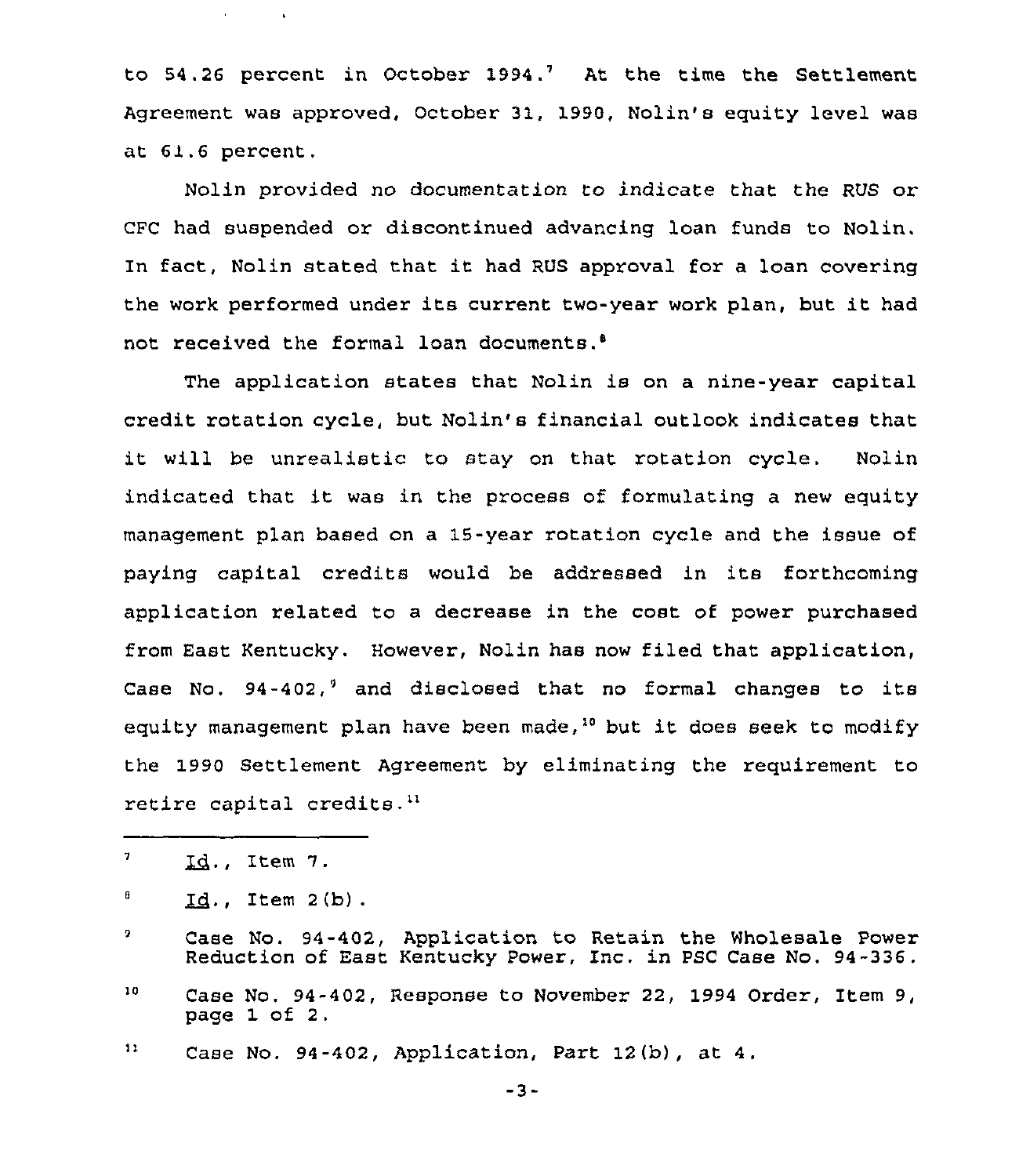to 54.26 percent in October 1994.[7] At the time the Settlement Agreement was approved, October 31, 1990, Nolin's equity level was at 61.6 percent.

Nolin provided no documentation to indicate that the RUS or CFC had suspended or discontinued advancing loan funds to Nolin. In fact, Nolin stated that it had RUS approval for a loan covering the work performed under its current two-year work plan, but it had not received the formal loan documents.[8]

The application states that Nolin is on a nine-year capital credit rotation cycle, but Nolin's financial outlook indicates that it will be unrealistic to stay on that rotation cycle. Nolin indicated that it was in the process of formulating a new equity management plan based on a 15-year rotation cycle and the issue of paying capital credits would be addressed in its forthcoming application related to a decrease in the cost of power purchased from East Kentucky. However, Nolin has now filed that application, Case No. 94-402,[9] and disclosed that no formal changes to its equity management plan have been made,[10] but it does seek to modify the 1990 Settlement Agreement by eliminating the requirement to retire capital credits.[11]

---

[7] Id., Item 7.

[8] Id., Item 2(b).

[9] Case No. 94-402, Application to Retain the Wholesale Power Reduction of East Kentucky Power, Inc. in PSC Case No. 94-336.

[10] Case No. 94-402, Response to November 22, 1994 Order, Item 9, page 1 of 2.

[11] Case No. 94-402, Application, Part 12(b), at 4.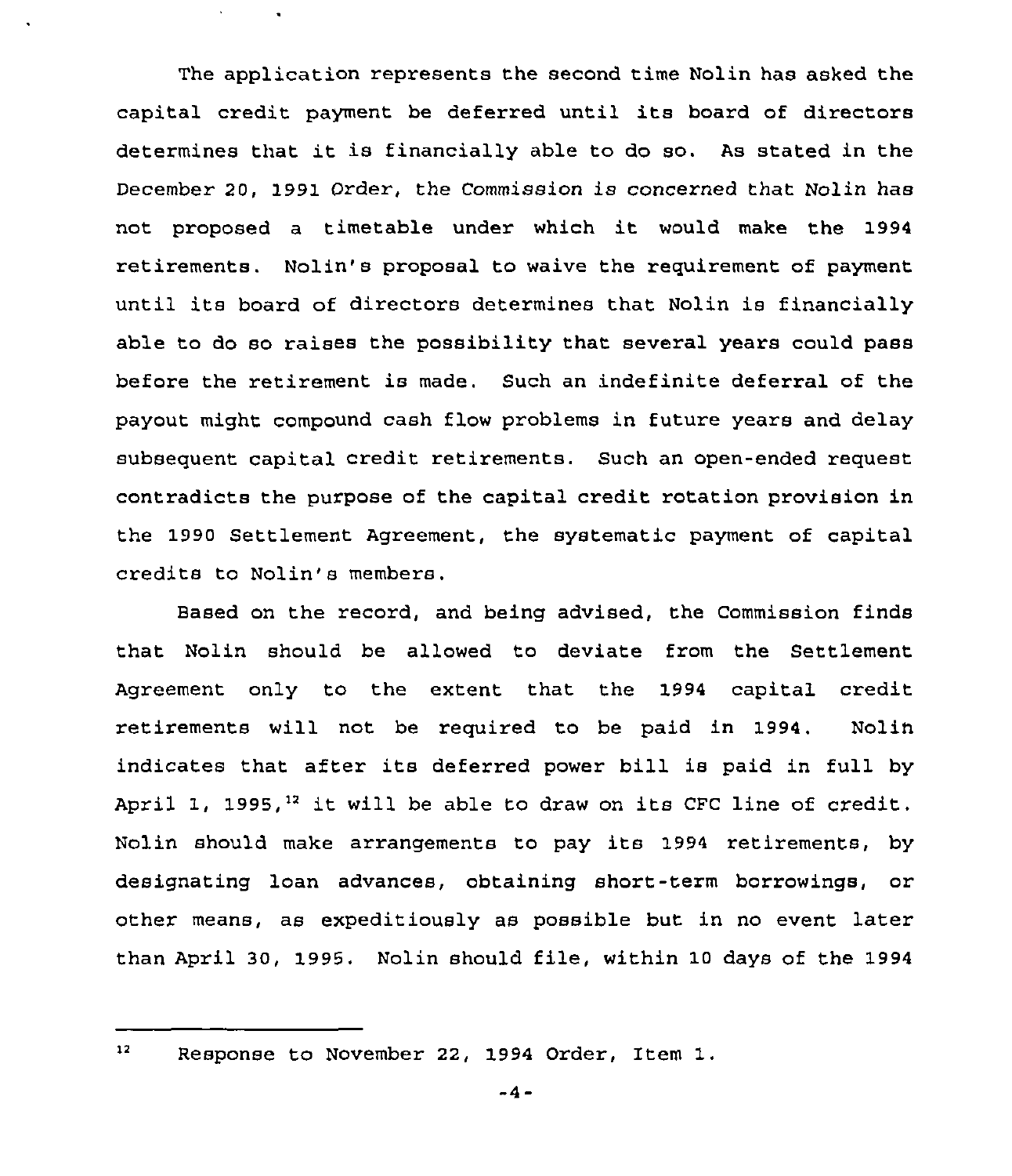The application represents the second time Nolin has asked the capital credit payment be deferred until its board of directors determines that it is financially able to do so. As stated in the December 20, 1991 Order, the Commission is concerned that Nolin has not proposed a timetable under which it would make the 1994 retirements. Nolin's proposal to waive the requirement of payment until its board of directors determines that Nolin is financially able to do so raises the possibility that several years could pass before the retirement is made. Such an indefinite deferral of the payout might compound cash flow problems in future years and delay subsequent capital credit retirements. Such an open-ended request contradicts the purpose of the capital credit rotation provision in the 1990 Settlement Agreement, the systematic payment of capital credits to Nolin's members.

Based on the record, and being advised, the Commission finds that Nolin should be allowed to deviate from the Settlement Agreement only to the extent that the 1994 capital credit retirements will not be required to be paid in 1994. Nolin indicates that after its deferred power bill is paid in full by April 1, 1995,[12] it will be able to draw on its CFC line of credit. Nolin should make arrangements to pay its 1994 retirements, by designating loan advances, obtaining short-term borrowings, or other means, as expeditiously as possible but in no event later than April 30, 1995. Nolin should file, within 10 days of the 1994

[12] Response to November 22, 1994 Order, Item 1.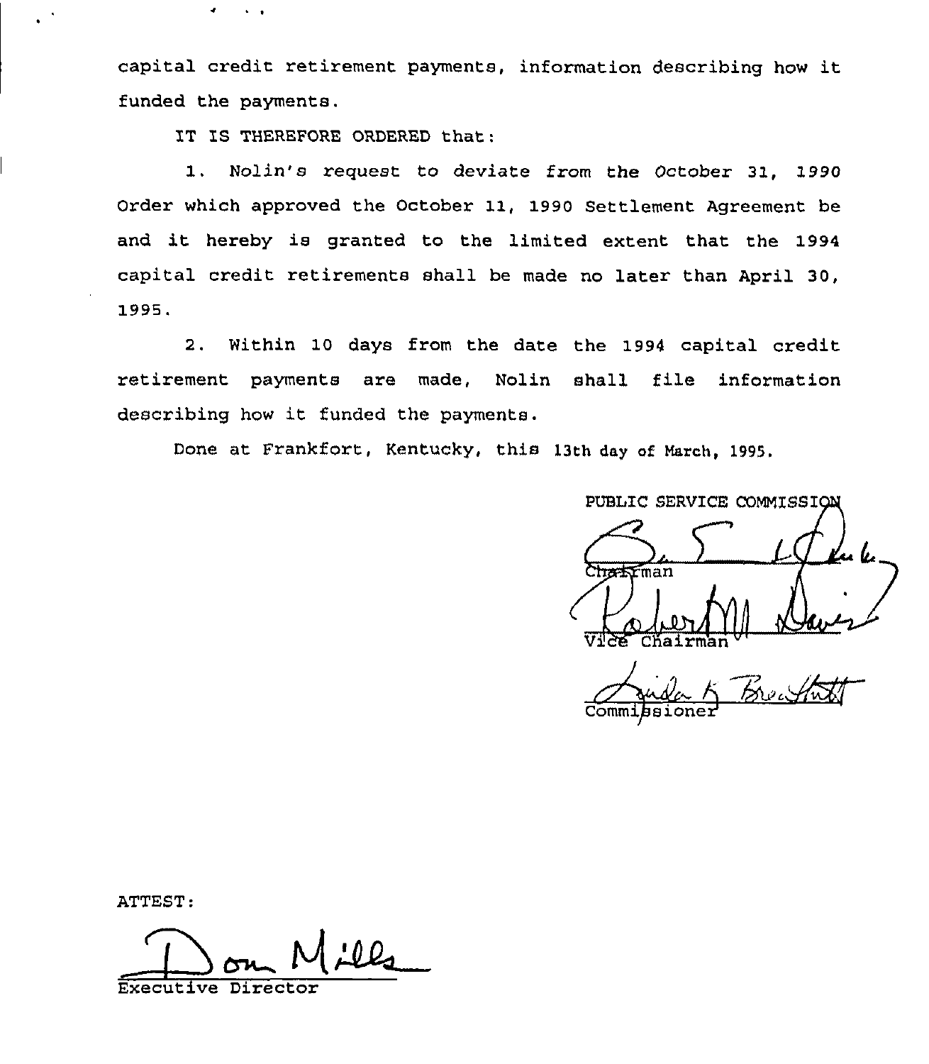capital credit retirement payments, information describing how it funded the payments.

IT IS THEREFORE ORDERED that:

1. Nolin's request to deviate from the October 31, 1990 Order which approved the October 11, 1990 Settlement Agreement be and it hereby is granted to the limited extent that the 1994 capital credit retirements shall be made no later than April 30, 1995.

2. Within 10 days from the date the 1994 capital credit retirement payments are made, Nolin shall file information describing how it funded the payments.

Done at Frankfort, Kentucky, this 13th day of March, 1995.

PUBLIC SERVICE COMMISSION

Chairman

Vice Chairman

Commissioner

ATTEST:

Executive Director